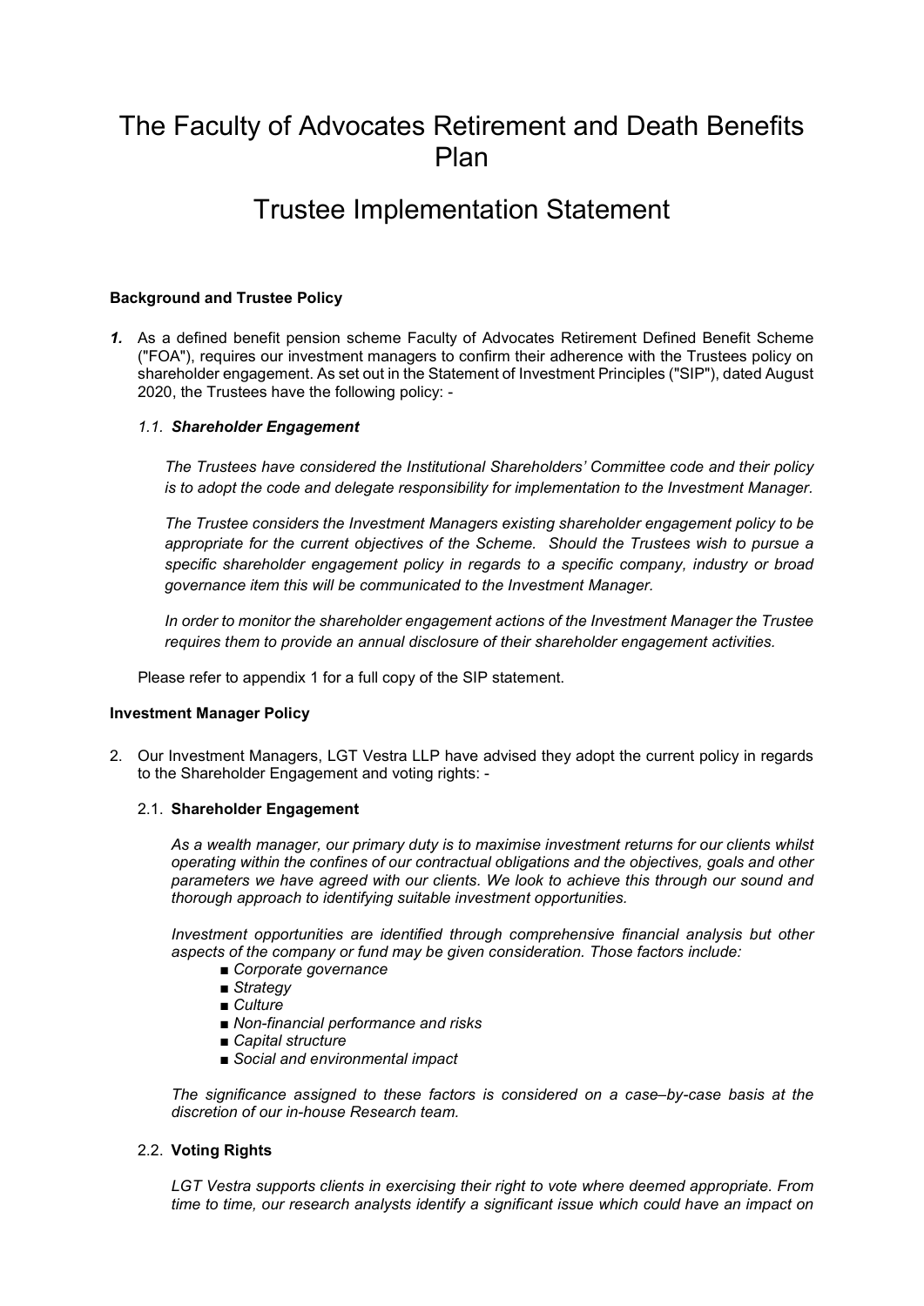# The Faculty of Advocates Retirement and Death Benefits Plan

# Trustee Implementation Statement

**Background and Trustee Policy**

***1.*** As a defined benefit pension scheme Faculty of Advocates Retirement Defined Benefit Scheme ("FOA"), requires our investment managers to confirm their adherence with the Trustees policy on shareholder engagement. As set out in the Statement of Investment Principles ("SIP"), dated August 2020, the Trustees have the following policy: -

*1.1.* ***Shareholder Engagement***

*The Trustees have considered the Institutional Shareholders' Committee code and their policy is to adopt the code and delegate responsibility for implementation to the Investment Manager.*

*The Trustee considers the Investment Managers existing shareholder engagement policy to be appropriate for the current objectives of the Scheme. Should the Trustees wish to pursue a specific shareholder engagement policy in regards to a specific company, industry or broad governance item this will be communicated to the Investment Manager.*

*In order to monitor the shareholder engagement actions of the Investment Manager the Trustee requires them to provide an annual disclosure of their shareholder engagement activities.*

Please refer to appendix 1 for a full copy of the SIP statement.

**Investment Manager Policy**

2. Our Investment Managers, LGT Vestra LLP have advised they adopt the current policy in regards to the Shareholder Engagement and voting rights: -

2.1. **Shareholder Engagement**

*As a wealth manager, our primary duty is to maximise investment returns for our clients whilst operating within the confines of our contractual obligations and the objectives, goals and other parameters we have agreed with our clients. We look to achieve this through our sound and thorough approach to identifying suitable investment opportunities.*

*Investment opportunities are identified through comprehensive financial analysis but other aspects of the company or fund may be given consideration. Those factors include:*

- *Corporate governance*
- *Strategy*
- *Culture*
- *Non-financial performance and risks*
- *Capital structure*
- *Social and environmental impact*

*The significance assigned to these factors is considered on a case–by-case basis at the discretion of our in-house Research team.*

2.2. **Voting Rights**

*LGT Vestra supports clients in exercising their right to vote where deemed appropriate. From time to time, our research analysts identify a significant issue which could have an impact on*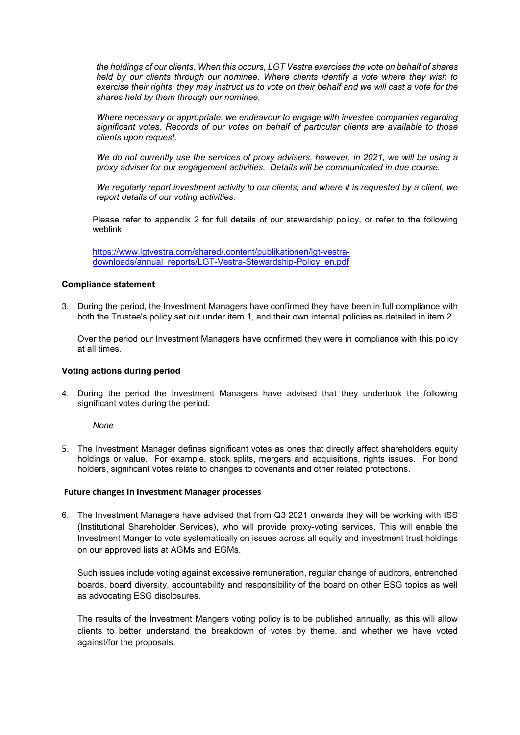*the holdings of our clients. When this occurs, LGT Vestra exercises the vote on behalf of shares held by our clients through our nominee. Where clients identify a vote where they wish to exercise their rights, they may instruct us to vote on their behalf and we will cast a vote for the shares held by them through our nominee.*

*Where necessary or appropriate, we endeavour to engage with investee companies regarding significant votes. Records of our votes on behalf of particular clients are available to those clients upon request.*

*We do not currently use the services of proxy advisers, however, in 2021, we will be using a proxy adviser for our engagement activities. Details will be communicated in due course.*

*We regularly report investment activity to our clients, and where it is requested by a client, we report details of our voting activities.*

Please refer to appendix 2 for full details of our stewardship policy, or refer to the following weblink

[https://www.lgtvestra.com/shared/.content/publikationen/lgt-vestra-downloads/annual_reports/LGT-Vestra-Stewardship-Policy_en.pdf](https://www.lgtvestra.com/shared/.content/publikationen/lgt-vestra-downloads/annual_reports/LGT-Vestra-Stewardship-Policy_en.pdf)

**Compliance statement**

3. During the period, the Investment Managers have confirmed they have been in full compliance with both the Trustee's policy set out under item 1, and their own internal policies as detailed in item 2.

   Over the period our Investment Managers have confirmed they were in compliance with this policy at all times.

**Voting actions during period**

4. During the period the Investment Managers have advised that they undertook the following significant votes during the period.

   *None*

5. The Investment Manager defines significant votes as ones that directly affect shareholders equity holdings or value. For example, stock splits, mergers and acquisitions, rights issues. For bond holders, significant votes relate to changes to covenants and other related protections.

**Future changes in Investment Manager processes**

6. The Investment Managers have advised that from Q3 2021 onwards they will be working with ISS (Institutional Shareholder Services), who will provide proxy-voting services. This will enable the Investment Manger to vote systematically on issues across all equity and investment trust holdings on our approved lists at AGMs and EGMs.

   Such issues include voting against excessive remuneration, regular change of auditors, entrenched boards, board diversity, accountability and responsibility of the board on other ESG topics as well as advocating ESG disclosures.

   The results of the Investment Mangers voting policy is to be published annually, as this will allow clients to better understand the breakdown of votes by theme, and whether we have voted against/for the proposals.